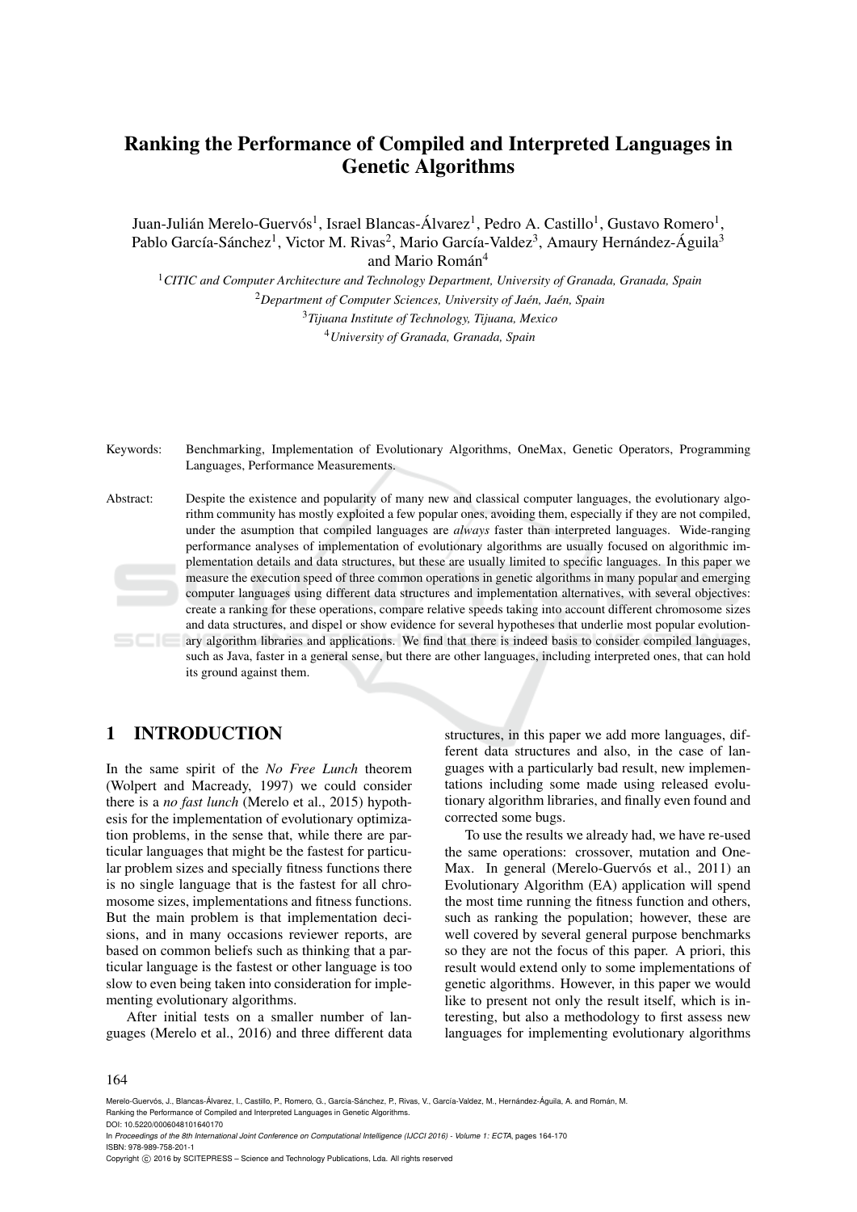# Ranking the Performance of Compiled and Interpreted Languages in Genetic Algorithms

Juan-Julián Merelo-Guervós[1], Israel Blancas-Álvarez[1], Pedro A. Castillo[1], Gustavo Romero[1], Pablo García-Sánchez[1], Victor M. Rivas[2], Mario García-Valdez[3], Amaury Hernández-Águila[3] and Mario Román[4]

[1]*CITIC and Computer Architecture and Technology Department, University of Granada, Granada, Spain*

[2]*Department of Computer Sciences, University of Jaén, Jaén, Spain*

[3]*Tijuana Institute of Technology, Tijuana, Mexico*

[4]*University of Granada, Granada, Spain*

Keywords: Benchmarking, Implementation of Evolutionary Algorithms, OneMax, Genetic Operators, Programming Languages, Performance Measurements.

Abstract: Despite the existence and popularity of many new and classical computer languages, the evolutionary algorithm community has mostly exploited a few popular ones, avoiding them, especially if they are not compiled, under the asumption that compiled languages are *always* faster than interpreted languages. Wide-ranging performance analyses of implementation of evolutionary algorithms are usually focused on algorithmic implementation details and data structures, but these are usually limited to specific languages. In this paper we measure the execution speed of three common operations in genetic algorithms in many popular and emerging computer languages using different data structures and implementation alternatives, with several objectives: create a ranking for these operations, compare relative speeds taking into account different chromosome sizes and data structures, and dispel or show evidence for several hypotheses that underlie most popular evolutionary algorithm libraries and applications. We find that there is indeed basis to consider compiled languages, such as Java, faster in a general sense, but there are other languages, including interpreted ones, that can hold its ground against them.

## 1 INTRODUCTION

In the same spirit of the *No Free Lunch* theorem (Wolpert and Macready, 1997) we could consider there is a *no fast lunch* (Merelo et al., 2015) hypothesis for the implementation of evolutionary optimization problems, in the sense that, while there are particular languages that might be the fastest for particular problem sizes and specially fitness functions there is no single language that is the fastest for all chromosome sizes, implementations and fitness functions. But the main problem is that implementation decisions, and in many occasions reviewer reports, are based on common beliefs such as thinking that a particular language is the fastest or other language is too slow to even being taken into consideration for implementing evolutionary algorithms.

After initial tests on a smaller number of languages (Merelo et al., 2016) and three different data structures, in this paper we add more languages, different data structures and also, in the case of languages with a particularly bad result, new implementations including some made using released evolutionary algorithm libraries, and finally even found and corrected some bugs.

To use the results we already had, we have re-used the same operations: crossover, mutation and OneMax. In general (Merelo-Guervós et al., 2011) an Evolutionary Algorithm (EA) application will spend the most time running the fitness function and others, such as ranking the population; however, these are well covered by several general purpose benchmarks so they are not the focus of this paper. A priori, this result would extend only to some implementations of genetic algorithms. However, in this paper we would like to present not only the result itself, which is interesting, but also a methodology to first assess new languages for implementing evolutionary algorithms

Merelo-Guervós, J., Blancas-Álvarez, I., Castillo, P., Romero, G., García-Sánchez, P., Rivas, V., García-Valdez, M., Hernández-Águila, A. and Román, M.
Ranking the Performance of Compiled and Interpreted Languages in Genetic Algorithms.
DOI: 10.5220/0006048101640170
In *Proceedings of the 8th International Joint Conference on Computational Intelligence (IJCCI 2016) - Volume 1: ECTA*, pages 164-170
ISBN: 978-989-758-201-1
Copyright © 2016 by SCITEPRESS – Science and Technology Publications, Lda. All rights reserved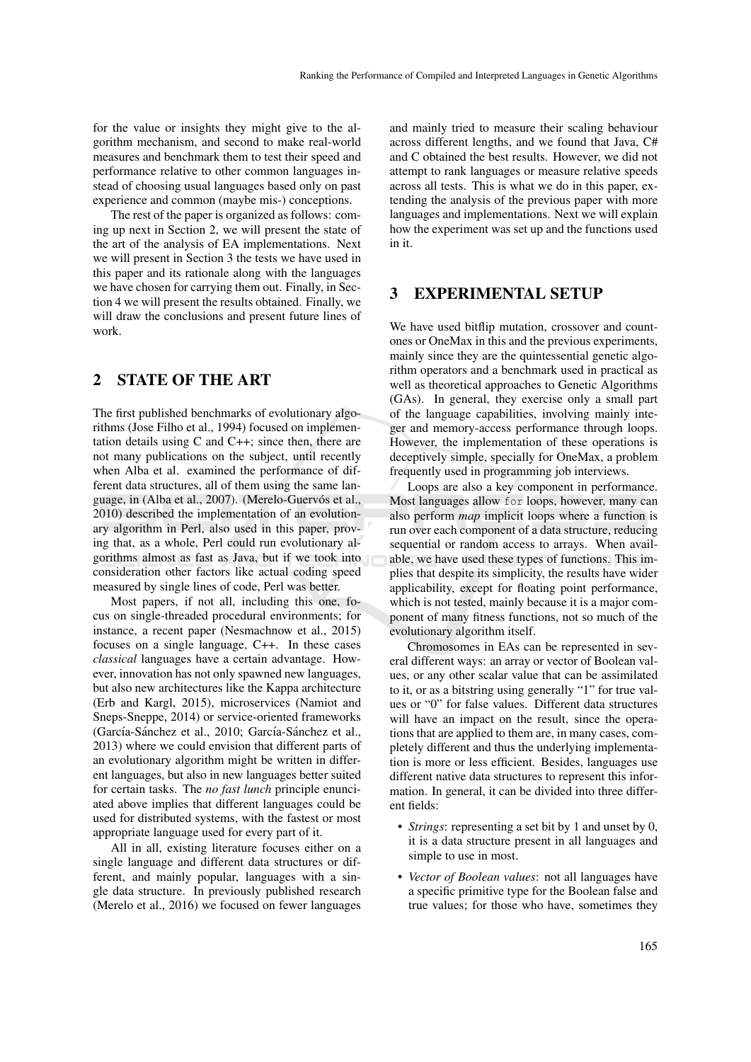for the value or insights they might give to the algorithm mechanism, and second to make real-world measures and benchmark them to test their speed and performance relative to other common languages instead of choosing usual languages based only on past experience and common (maybe mis-) conceptions.

The rest of the paper is organized as follows: coming up next in Section 2, we will present the state of the art of the analysis of EA implementations. Next we will present in Section 3 the tests we have used in this paper and its rationale along with the languages we have chosen for carrying them out. Finally, in Section 4 we will present the results obtained. Finally, we will draw the conclusions and present future lines of work.

## 2 STATE OF THE ART

The first published benchmarks of evolutionary algorithms (Jose Filho et al., 1994) focused on implementation details using C and C++; since then, there are not many publications on the subject, until recently when Alba et al. examined the performance of different data structures, all of them using the same language, in (Alba et al., 2007). (Merelo-Guervós et al., 2010) described the implementation of an evolutionary algorithm in Perl, also used in this paper, proving that, as a whole, Perl could run evolutionary algorithms almost as fast as Java, but if we took into consideration other factors like actual coding speed measured by single lines of code, Perl was better.

Most papers, if not all, including this one, focus on single-threaded procedural environments; for instance, a recent paper (Nesmachnow et al., 2015) focuses on a single language, C++. In these cases *classical* languages have a certain advantage. However, innovation has not only spawned new languages, but also new architectures like the Kappa architecture (Erb and Kargl, 2015), microservices (Namiot and Sneps-Sneppe, 2014) or service-oriented frameworks (García-Sánchez et al., 2010; García-Sánchez et al., 2013) where we could envision that different parts of an evolutionary algorithm might be written in different languages, but also in new languages better suited for certain tasks. The *no fast lunch* principle enunciated above implies that different languages could be used for distributed systems, with the fastest or most appropriate language used for every part of it.

All in all, existing literature focuses either on a single language and different data structures or different, and mainly popular, languages with a single data structure. In previously published research (Merelo et al., 2016) we focused on fewer languages and mainly tried to measure their scaling behaviour across different lengths, and we found that Java, C# and C obtained the best results. However, we did not attempt to rank languages or measure relative speeds across all tests. This is what we do in this paper, extending the analysis of the previous paper with more languages and implementations. Next we will explain how the experiment was set up and the functions used in it.

## 3 EXPERIMENTAL SETUP

We have used bitflip mutation, crossover and count-ones or OneMax in this and the previous experiments, mainly since they are the quintessential genetic algorithm operators and a benchmark used in practical as well as theoretical approaches to Genetic Algorithms (GAs). In general, they exercise only a small part of the language capabilities, involving mainly integer and memory-access performance through loops. However, the implementation of these operations is deceptively simple, specially for OneMax, a problem frequently used in programming job interviews.

Loops are also a key component in performance. Most languages allow `for` loops, however, many can also perform *map* implicit loops where a function is run over each component of a data structure, reducing sequential or random access to arrays. When available, we have used these types of functions. This implies that despite its simplicity, the results have wider applicability, except for floating point performance, which is not tested, mainly because it is a major component of many fitness functions, not so much of the evolutionary algorithm itself.

Chromosomes in EAs can be represented in several different ways: an array or vector of Boolean values, or any other scalar value that can be assimilated to it, or as a bitstring using generally "1" for true values or "0" for false values. Different data structures will have an impact on the result, since the operations that are applied to them are, in many cases, completely different and thus the underlying implementation is more or less efficient. Besides, languages use different native data structures to represent this information. In general, it can be divided into three different fields:

- *Strings*: representing a set bit by 1 and unset by 0, it is a data structure present in all languages and simple to use in most.
- *Vector of Boolean values*: not all languages have a specific primitive type for the Boolean false and true values; for those who have, sometimes they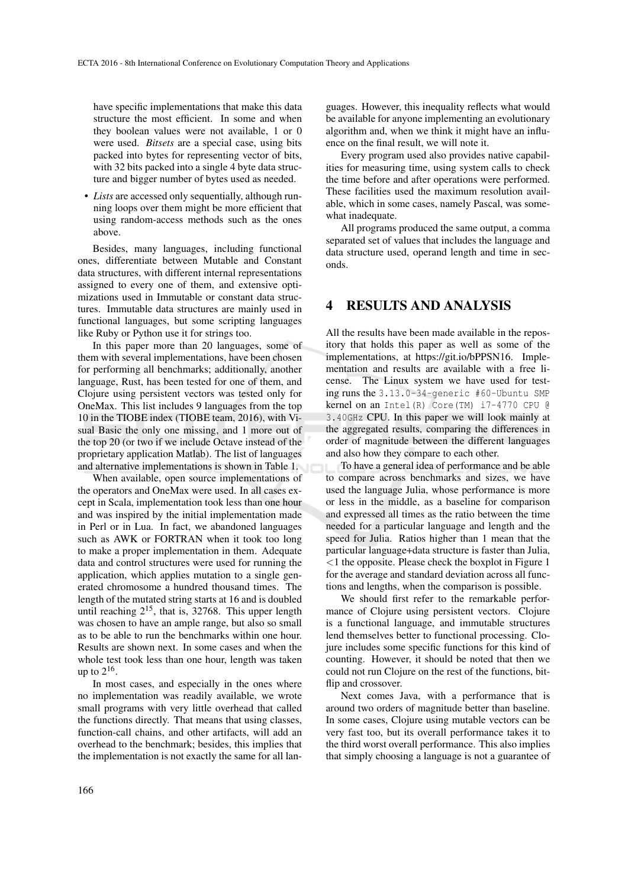have specific implementations that make this data structure the most efficient. In some and when they boolean values were not available, 1 or 0 were used. *Bitsets* are a special case, using bits packed into bytes for representing vector of bits, with 32 bits packed into a single 4 byte data structure and bigger number of bytes used as needed.

- *Lists* are accessed only sequentially, although running loops over them might be more efficient that using random-access methods such as the ones above.

Besides, many languages, including functional ones, differentiate between Mutable and Constant data structures, with different internal representations assigned to every one of them, and extensive optimizations used in Immutable or constant data structures. Immutable data structures are mainly used in functional languages, but some scripting languages like Ruby or Python use it for strings too.

In this paper more than 20 languages, some of them with several implementations, have been chosen for performing all benchmarks; additionally, another language, Rust, has been tested for one of them, and Clojure using persistent vectors was tested only for OneMax. This list includes 9 languages from the top 10 in the TIOBE index (TIOBE team, 2016), with Visual Basic the only one missing, and 1 more out of the top 20 (or two if we include Octave instead of the proprietary application Matlab). The list of languages and alternative implementations is shown in Table 1.

When available, open source implementations of the operators and OneMax were used. In all cases except in Scala, implementation took less than one hour and was inspired by the initial implementation made in Perl or in Lua. In fact, we abandoned languages such as AWK or FORTRAN when it took too long to make a proper implementation in them. Adequate data and control structures were used for running the application, which applies mutation to a single generated chromosome a hundred thousand times. The length of the mutated string starts at 16 and is doubled until reaching $2^{15}$, that is, 32768. This upper length was chosen to have an ample range, but also so small as to be able to run the benchmarks within one hour. Results are shown next. In some cases and when the whole test took less than one hour, length was taken up to $2^{16}$.

In most cases, and especially in the ones where no implementation was readily available, we wrote small programs with very little overhead that called the functions directly. That means that using classes, function-call chains, and other artifacts, will add an overhead to the benchmark; besides, this implies that the implementation is not exactly the same for all languages. However, this inequality reflects what would be available for anyone implementing an evolutionary algorithm and, when we think it might have an influence on the final result, we will note it.

Every program used also provides native capabilities for measuring time, using system calls to check the time before and after operations were performed. These facilities used the maximum resolution available, which in some cases, namely Pascal, was somewhat inadequate.

All programs produced the same output, a comma separated set of values that includes the language and data structure used, operand length and time in seconds.

## 4 RESULTS AND ANALYSIS

All the results have been made available in the repository that holds this paper as well as some of the implementations, at https://git.io/bPPSN16. Implementation and results are available with a free license. The Linux system we have used for testing runs the `3.13.0-34-generic #60-Ubuntu SMP` kernel on an `Intel(R) Core(TM) i7-4770 CPU @ 3.40GHz` CPU. In this paper we will look mainly at the aggregated results, comparing the differences in order of magnitude between the different languages and also how they compare to each other.

To have a general idea of performance and be able to compare across benchmarks and sizes, we have used the language Julia, whose performance is more or less in the middle, as a baseline for comparison and expressed all times as the ratio between the time needed for a particular language and length and the speed for Julia. Ratios higher than 1 mean that the particular language+data structure is faster than Julia, $<1$ the opposite. Please check the boxplot in Figure 1 for the average and standard deviation across all functions and lengths, when the comparison is possible.

We should first refer to the remarkable performance of Clojure using persistent vectors. Clojure is a functional language, and immutable structures lend themselves better to functional processing. Clojure includes some specific functions for this kind of counting. However, it should be noted that then we could not run Clojure on the rest of the functions, bitflip and crossover.

Next comes Java, with a performance that is around two orders of magnitude better than baseline. In some cases, Clojure using mutable vectors can be very fast too, but its overall performance takes it to the third worst overall performance. This also implies that simply choosing a language is not a guarantee of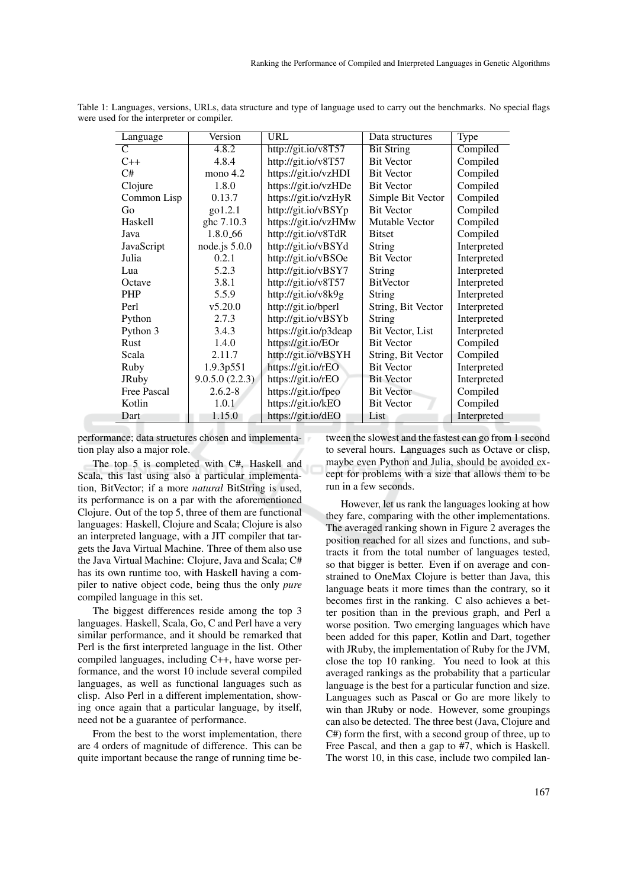Table 1: Languages, versions, URLs, data structure and type of language used to carry out the benchmarks. No special flags were used for the interpreter or compiler.

| Language | Version | URL | Data structures | Type |
|---|---|---|---|---|
| C | 4.8.2 | http://git.io/v8T57 | Bit String | Compiled |
| C++ | 4.8.4 | http://git.io/v8T57 | Bit Vector | Compiled |
| C# | mono 4.2 | https://git.io/vzHDI | Bit Vector | Compiled |
| Clojure | 1.8.0 | https://git.io/vzHDe | Bit Vector | Compiled |
| Common Lisp | 0.13.7 | https://git.io/vzHyR | Simple Bit Vector | Compiled |
| Go | go1.2.1 | http://git.io/vBSYp | Bit Vector | Compiled |
| Haskell | ghc 7.10.3 | https://git.io/vzHMw | Mutable Vector | Compiled |
| Java | 1.8.0_66 | http://git.io/v8TdR | Bitset | Compiled |
| JavaScript | node.js 5.0.0 | http://git.io/vBSYd | String | Interpreted |
| Julia | 0.2.1 | http://git.io/vBSOe | Bit Vector | Interpreted |
| Lua | 5.2.3 | http://git.io/vBSY7 | String | Interpreted |
| Octave | 3.8.1 | http://git.io/v8T57 | BitVector | Interpreted |
| PHP | 5.5.9 | http://git.io/v8k9g | String | Interpreted |
| Perl | v5.20.0 | http://git.io/bperl | String, Bit Vector | Interpreted |
| Python | 2.7.3 | http://git.io/vBSYb | String | Interpreted |
| Python 3 | 3.4.3 | https://git.io/p3deap | Bit Vector, List | Interpreted |
| Rust | 1.4.0 | https://git.io/EOr | Bit Vector | Compiled |
| Scala | 2.11.7 | http://git.io/vBSYH | String, Bit Vector | Compiled |
| Ruby | 1.9.3p551 | https://git.io/rEO | Bit Vector | Interpreted |
| JRuby | 9.0.5.0 (2.2.3) | https://git.io/rEO | Bit Vector | Interpreted |
| Free Pascal | 2.6.2-8 | https://git.io/fpeo | Bit Vector | Compiled |
| Kotlin | 1.0.1 | https://git.io/kEO | Bit Vector | Compiled |
| Dart | 1.15.0 | https://git.io/dEO | List | Interpreted |

performance; data structures chosen and implementation play also a major role.

The top 5 is completed with C#, Haskell and Scala, this last using also a particular implementation, BitVector; if a more *natural* BitString is used, its performance is on a par with the aforementioned Clojure. Out of the top 5, three of them are functional languages: Haskell, Clojure and Scala; Clojure is also an interpreted language, with a JIT compiler that targets the Java Virtual Machine. Three of them also use the Java Virtual Machine: Clojure, Java and Scala; C# has its own runtime too, with Haskell having a compiler to native object code, being thus the only *pure* compiled language in this set.

The biggest differences reside among the top 3 languages. Haskell, Scala, Go, C and Perl have a very similar performance, and it should be remarked that Perl is the first interpreted language in the list. Other compiled languages, including C++, have worse performance, and the worst 10 include several compiled languages, as well as functional languages such as clisp. Also Perl in a different implementation, showing once again that a particular language, by itself, need not be a guarantee of performance.

From the best to the worst implementation, there are 4 orders of magnitude of difference. This can be quite important because the range of running time between the slowest and the fastest can go from 1 second to several hours. Languages such as Octave or clisp, maybe even Python and Julia, should be avoided except for problems with a size that allows them to be run in a few seconds.

However, let us rank the languages looking at how they fare, comparing with the other implementations. The averaged ranking shown in Figure 2 averages the position reached for all sizes and functions, and subtracts it from the total number of languages tested, so that bigger is better. Even if on average and constrained to OneMax Clojure is better than Java, this language beats it more times than the contrary, so it becomes first in the ranking. C also achieves a better position than in the previous graph, and Perl a worse position. Two emerging languages which have been added for this paper, Kotlin and Dart, together with JRuby, the implementation of Ruby for the JVM, close the top 10 ranking. You need to look at this averaged rankings as the probability that a particular language is the best for a particular function and size. Languages such as Pascal or Go are more likely to win than JRuby or node. However, some groupings can also be detected. The three best (Java, Clojure and C#) form the first, with a second group of three, up to Free Pascal, and then a gap to #7, which is Haskell. The worst 10, in this case, include two compiled lan-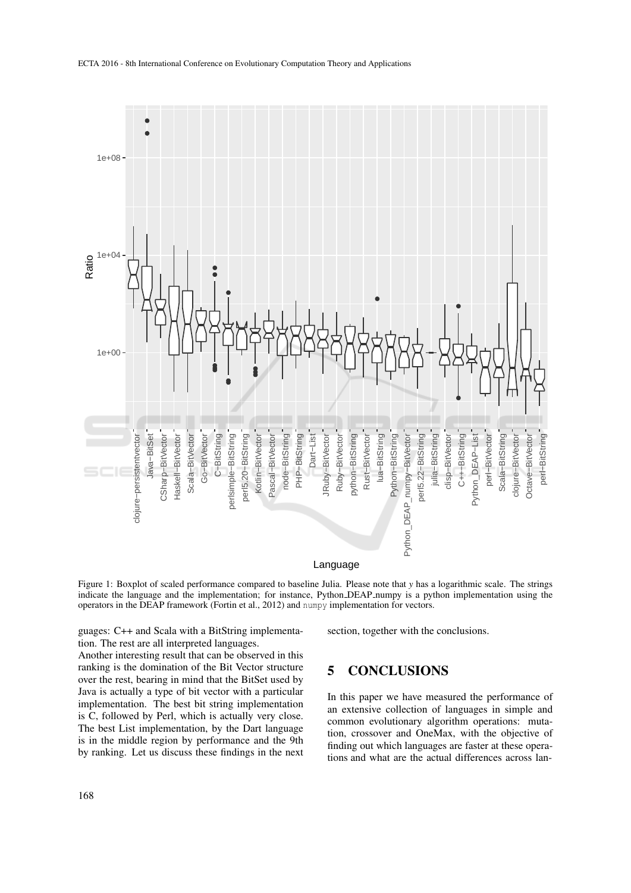Figure 1: Boxplot of scaled performance compared to baseline Julia. Please note that *y* has a logarithmic scale. The strings indicate the language and the implementation; for instance, Python_DEAP_numpy is a python implementation using the operators in the DEAP framework (Fortin et al., 2012) and `numpy` implementation for vectors.

guages: C++ and Scala with a BitString implementation. The rest are all interpreted languages.

Another interesting result that can be observed in this ranking is the domination of the Bit Vector structure over the rest, bearing in mind that the BitSet used by Java is actually a type of bit vector with a particular implementation. The best bit string implementation is C, followed by Perl, which is actually very close. The best List implementation, by the Dart language is in the middle region by performance and the 9th by ranking. Let us discuss these findings in the next section, together with the conclusions.

## 5 CONCLUSIONS

In this paper we have measured the performance of an extensive collection of languages in simple and common evolutionary algorithm operations: mutation, crossover and OneMax, with the objective of finding out which languages are faster at these operations and what are the actual differences across lan-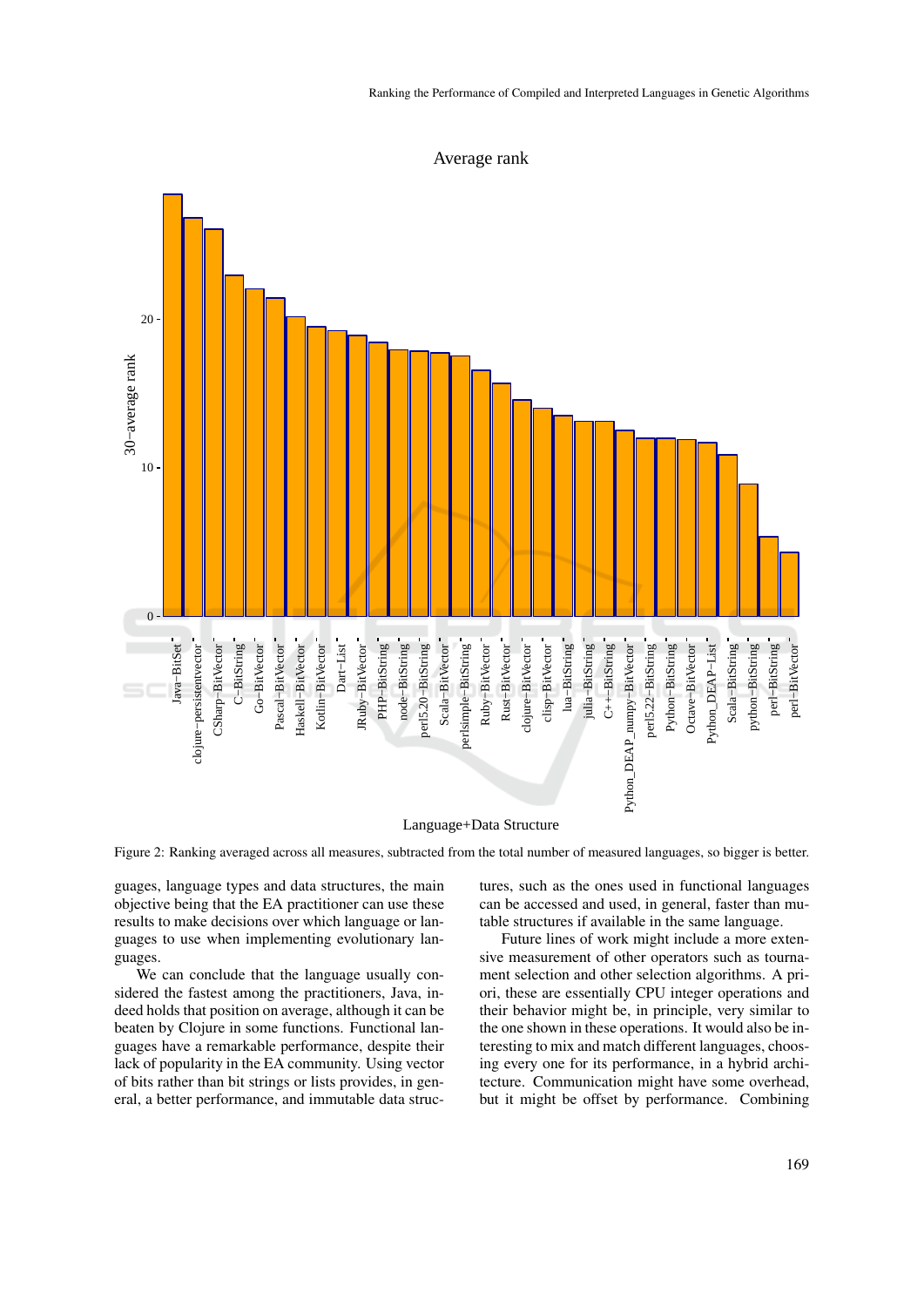Figure 2: Ranking averaged across all measures, subtracted from the total number of measured languages, so bigger is better.

guages, language types and data structures, the main objective being that the EA practitioner can use these results to make decisions over which language or languages to use when implementing evolutionary languages.

We can conclude that the language usually considered the fastest among the practitioners, Java, indeed holds that position on average, although it can be beaten by Clojure in some functions. Functional languages have a remarkable performance, despite their lack of popularity in the EA community. Using vector of bits rather than bit strings or lists provides, in general, a better performance, and immutable data structures, such as the ones used in functional languages can be accessed and used, in general, faster than mutable structures if available in the same language.

Future lines of work might include a more extensive measurement of other operators such as tournament selection and other selection algorithms. A priori, these are essentially CPU integer operations and their behavior might be, in principle, very similar to the one shown in these operations. It would also be interesting to mix and match different languages, choosing every one for its performance, in a hybrid architecture. Communication might have some overhead, but it might be offset by performance. Combining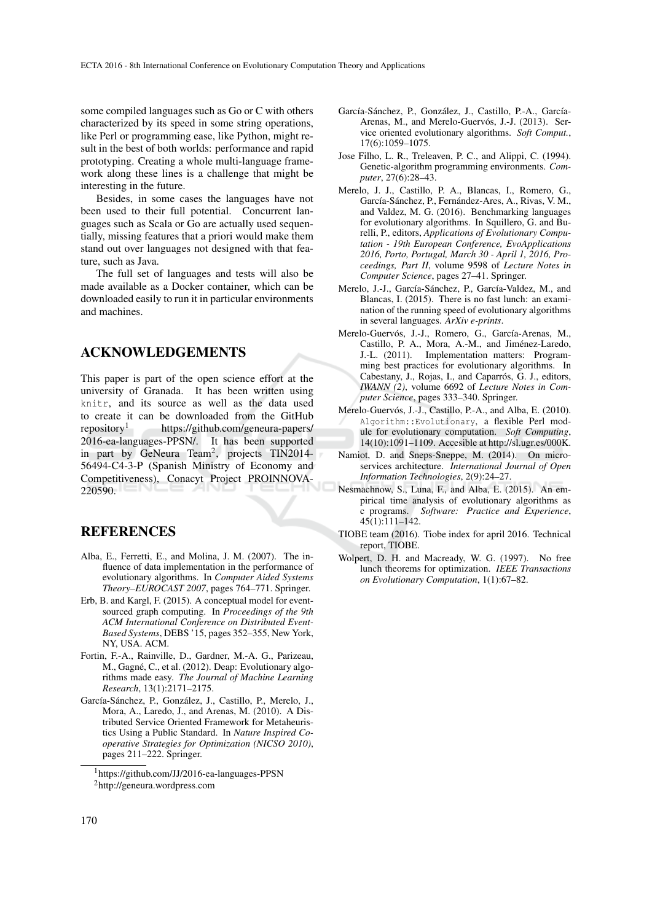some compiled languages such as Go or C with others characterized by its speed in some string operations, like Perl or programming ease, like Python, might result in the best of both worlds: performance and rapid prototyping. Creating a whole multi-language framework along these lines is a challenge that might be interesting in the future.

Besides, in some cases the languages have not been used to their full potential. Concurrent languages such as Scala or Go are actually used sequentially, missing features that a priori would make them stand out over languages not designed with that feature, such as Java.

The full set of languages and tests will also be made available as a Docker container, which can be downloaded easily to run it in particular environments and machines.

## ACKNOWLEDGEMENTS

This paper is part of the open science effort at the university of Granada. It has been written using `knitr`, and its source as well as the data used to create it can be downloaded from the GitHub repository[1] https://github.com/geneura-papers/2016-ea-languages-PPSN/. It has been supported in part by GeNeura Team[2], projects TIN2014-56494-C4-3-P (Spanish Ministry of Economy and Competitiveness), Conacyt Project PROINNOVA-220590.

## REFERENCES

Alba, E., Ferretti, E., and Molina, J. M. (2007). The influence of data implementation in the performance of evolutionary algorithms. In *Computer Aided Systems Theory–EUROCAST 2007*, pages 764–771. Springer.

Erb, B. and Kargl, F. (2015). A conceptual model for event-sourced graph computing. In *Proceedings of the 9th ACM International Conference on Distributed Event-Based Systems*, DEBS '15, pages 352–355, New York, NY, USA. ACM.

Fortin, F.-A., Rainville, D., Gardner, M.-A. G., Parizeau, M., Gagné, C., et al. (2012). Deap: Evolutionary algorithms made easy. *The Journal of Machine Learning Research*, 13(1):2171–2175.

García-Sánchez, P., González, J., Castillo, P., Merelo, J., Mora, A., Laredo, J., and Arenas, M. (2010). A Distributed Service Oriented Framework for Metaheuristics Using a Public Standard. In *Nature Inspired Cooperative Strategies for Optimization (NICSO 2010)*, pages 211–222. Springer.

García-Sánchez, P., González, J., Castillo, P.-A., García-Arenas, M., and Merelo-Guervós, J.-J. (2013). Service oriented evolutionary algorithms. *Soft Comput.*, 17(6):1059–1075.

Jose Filho, L. R., Treleaven, P. C., and Alippi, C. (1994). Genetic-algorithm programming environments. *Computer*, 27(6):28–43.

Merelo, J. J., Castillo, P. A., Blancas, I., Romero, G., García-Sánchez, P., Fernández-Ares, A., Rivas, V. M., and Valdez, M. G. (2016). Benchmarking languages for evolutionary algorithms. In Squillero, G. and Burelli, P., editors, *Applications of Evolutionary Computation - 19th European Conference, EvoApplications 2016, Porto, Portugal, March 30 - April 1, 2016, Proceedings, Part II*, volume 9598 of *Lecture Notes in Computer Science*, pages 27–41. Springer.

Merelo, J.-J., García-Sánchez, P., García-Valdez, M., and Blancas, I. (2015). There is no fast lunch: an examination of the running speed of evolutionary algorithms in several languages. *ArXiv e-prints*.

Merelo-Guervós, J.-J., Romero, G., García-Arenas, M., Castillo, P. A., Mora, A.-M., and Jiménez-Laredo, J.-L. (2011). Implementation matters: Programming best practices for evolutionary algorithms. In Cabestany, J., Rojas, I., and Caparrós, G. J., editors, *IWANN (2)*, volume 6692 of *Lecture Notes in Computer Science*, pages 333–340. Springer.

Merelo-Guervós, J.-J., Castillo, P.-A., and Alba, E. (2010). `Algorithm::Evolutionary`, a flexible Perl module for evolutionary computation. *Soft Computing*, 14(10):1091–1109. Accesible at http://sl.ugr.es/000K.

Namiot, D. and Sneps-Sneppe, M. (2014). On microservices architecture. *International Journal of Open Information Technologies*, 2(9):24–27.

Nesmachnow, S., Luna, F., and Alba, E. (2015). An empirical time analysis of evolutionary algorithms as c programs. *Software: Practice and Experience*, 45(1):111–142.

TIOBE team (2016). Tiobe index for april 2016. Technical report, TIOBE.

Wolpert, D. H. and Macready, W. G. (1997). No free lunch theorems for optimization. *IEEE Transactions on Evolutionary Computation*, 1(1):67–82.

[1] https://github.com/JJ/2016-ea-languages-PPSN

[2] http://geneura.wordpress.com